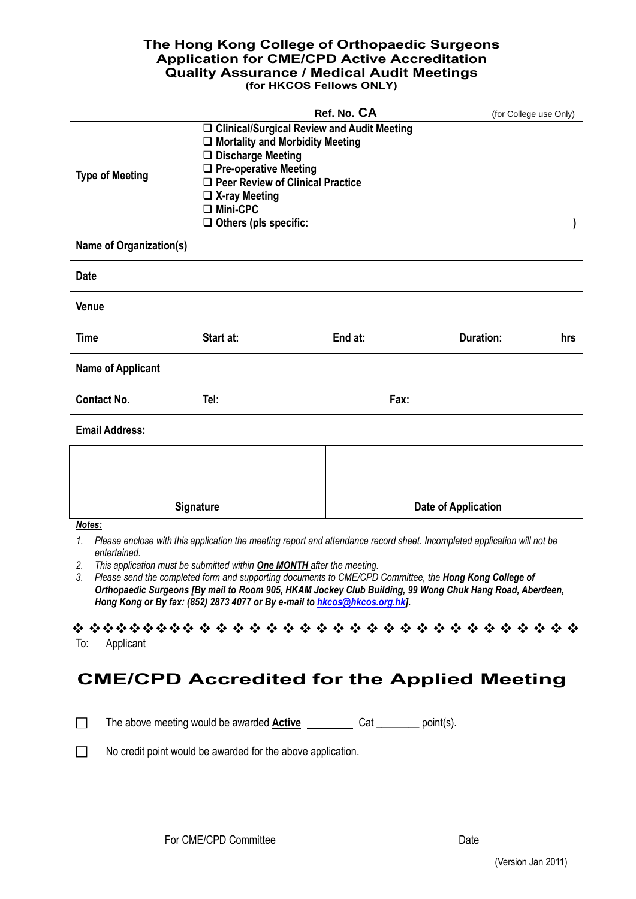# The Hong Kong College of Orthopaedic Surgeons
## Application for CME/CPD Active Accreditation
## Quality Assurance / Medical Audit Meetings
**(for HKCOS Fellows ONLY)**

| | Ref. No. CA | | (for College use Only) |
|---|---|---|---|
| **Type of Meeting** | ❑ Clinical/Surgical Review and Audit Meeting<br>❑ Mortality and Morbidity Meeting<br>❑ Discharge Meeting<br>❑ Pre-operative Meeting<br>❑ Peer Review of Clinical Practice<br>❑ X-ray Meeting<br>❑ Mini-CPC<br>❑ Others (pls specific: ) | | |
| **Name of Organization(s)** | | | |
| **Date** | | | |
| **Venue** | | | |
| **Time** | **Start at:** | **End at:** | **Duration: hrs** |
| **Name of Applicant** | | | |
| **Contact No.** | **Tel:** | **Fax:** | |
| **Email Address:** | | | |
| | | | |
| **Signature** | | **Date of Application** | |

***Notes:***

1. *Please enclose with this application the meeting report and attendance record sheet. Incompleted application will not be entertained.*
2. *This application must be submitted within **One MONTH** after the meeting.*
3. *Please send the completed form and supporting documents to CME/CPD Committee, the **Hong Kong College of Orthopaedic Surgeons [By mail to Room 905, HKAM Jockey Club Building, 99 Wong Chuk Hang Road, Aberdeen, Hong Kong or By fax: (852) 2873 4077 or By e-mail to hkcos@hkcos.org.hk]**.*

❖ ❖❖❖❖❖❖❖❖ ❖ ❖ ❖ ❖ ❖ ❖ ❖ ❖ ❖ ❖ ❖ ❖ ❖ ❖ ❖ ❖ ❖ ❖ ❖ ❖ ❖ ❖ ❖

To: Applicant

## CME/CPD Accredited for the Applied Meeting

☐ The above meeting would be awarded **Active** ________ Cat ________ point(s).

☐ No credit point would be awarded for the above application.

_______________________________ _______________________

For CME/CPD Committee Date

(Version Jan 2011)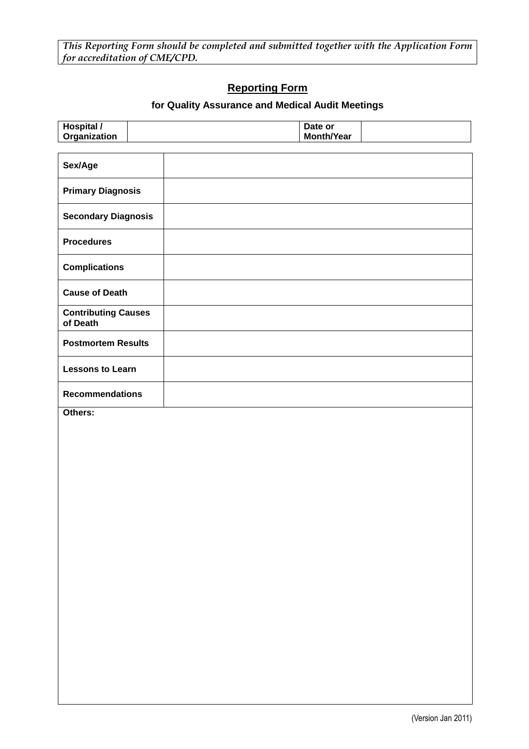*This Reporting Form should be completed and submitted together with the Application Form for accreditation of CME/CPD.*

## Reporting Form

### for Quality Assurance and Medical Audit Meetings

| | | | |
|---|---|---|---|
| **Hospital / Organization** | | **Date or Month/Year** | |

| | |
|---|---|
| **Sex/Age** | |
| **Primary Diagnosis** | |
| **Secondary Diagnosis** | |
| **Procedures** | |
| **Complications** | |
| **Cause of Death** | |
| **Contributing Causes of Death** | |
| **Postmortem Results** | |
| **Lessons to Learn** | |
| **Recommendations** | |

**Others:**

(Version Jan 2011)